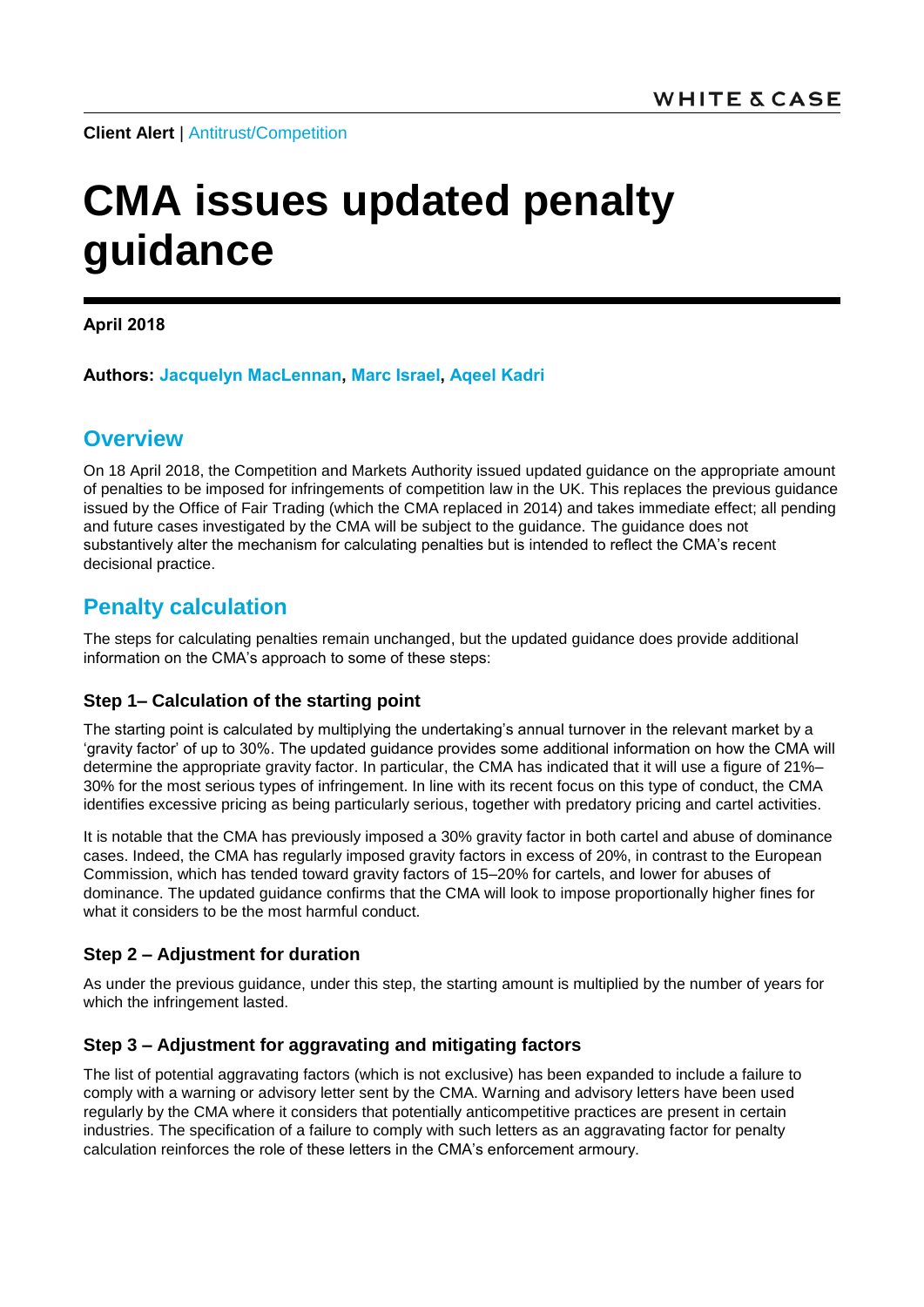**Client Alert** | Antitrust/Competition

# CMA issues updated penalty guidance

**April 2018**

**Authors: Jacquelyn MacLennan, Marc Israel, Aqeel Kadri**

## Overview

On 18 April 2018, the Competition and Markets Authority issued updated guidance on the appropriate amount of penalties to be imposed for infringements of competition law in the UK. This replaces the previous guidance issued by the Office of Fair Trading (which the CMA replaced in 2014) and takes immediate effect; all pending and future cases investigated by the CMA will be subject to the guidance. The guidance does not substantively alter the mechanism for calculating penalties but is intended to reflect the CMA's recent decisional practice.

## Penalty calculation

The steps for calculating penalties remain unchanged, but the updated guidance does provide additional information on the CMA's approach to some of these steps:

### Step 1– Calculation of the starting point

The starting point is calculated by multiplying the undertaking's annual turnover in the relevant market by a 'gravity factor' of up to 30%. The updated guidance provides some additional information on how the CMA will determine the appropriate gravity factor. In particular, the CMA has indicated that it will use a figure of 21%–30% for the most serious types of infringement. In line with its recent focus on this type of conduct, the CMA identifies excessive pricing as being particularly serious, together with predatory pricing and cartel activities.

It is notable that the CMA has previously imposed a 30% gravity factor in both cartel and abuse of dominance cases. Indeed, the CMA has regularly imposed gravity factors in excess of 20%, in contrast to the European Commission, which has tended toward gravity factors of 15–20% for cartels, and lower for abuses of dominance. The updated guidance confirms that the CMA will look to impose proportionally higher fines for what it considers to be the most harmful conduct.

### Step 2 – Adjustment for duration

As under the previous guidance, under this step, the starting amount is multiplied by the number of years for which the infringement lasted.

### Step 3 – Adjustment for aggravating and mitigating factors

The list of potential aggravating factors (which is not exclusive) has been expanded to include a failure to comply with a warning or advisory letter sent by the CMA. Warning and advisory letters have been used regularly by the CMA where it considers that potentially anticompetitive practices are present in certain industries. The specification of a failure to comply with such letters as an aggravating factor for penalty calculation reinforces the role of these letters in the CMA's enforcement armoury.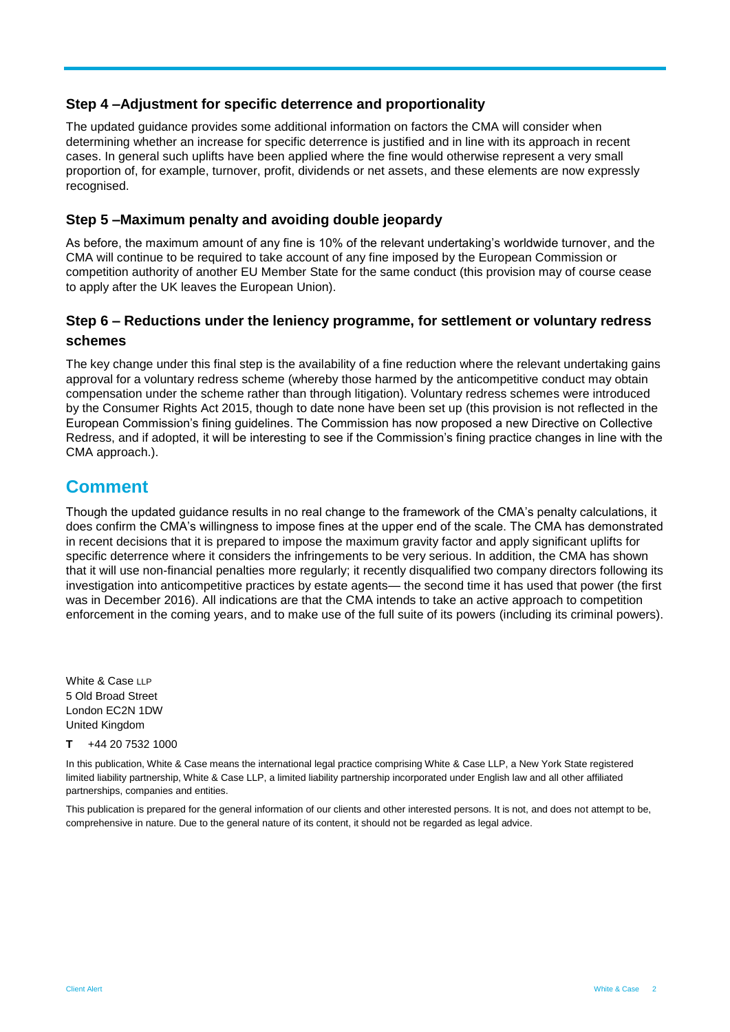### Step 4 –Adjustment for specific deterrence and proportionality

The updated guidance provides some additional information on factors the CMA will consider when determining whether an increase for specific deterrence is justified and in line with its approach in recent cases. In general such uplifts have been applied where the fine would otherwise represent a very small proportion of, for example, turnover, profit, dividends or net assets, and these elements are now expressly recognised.

### Step 5 –Maximum penalty and avoiding double jeopardy

As before, the maximum amount of any fine is 10% of the relevant undertaking's worldwide turnover, and the CMA will continue to be required to take account of any fine imposed by the European Commission or competition authority of another EU Member State for the same conduct (this provision may of course cease to apply after the UK leaves the European Union).

### Step 6 – Reductions under the leniency programme, for settlement or voluntary redress schemes

The key change under this final step is the availability of a fine reduction where the relevant undertaking gains approval for a voluntary redress scheme (whereby those harmed by the anticompetitive conduct may obtain compensation under the scheme rather than through litigation). Voluntary redress schemes were introduced by the Consumer Rights Act 2015, though to date none have been set up (this provision is not reflected in the European Commission's fining guidelines. The Commission has now proposed a new Directive on Collective Redress, and if adopted, it will be interesting to see if the Commission's fining practice changes in line with the CMA approach.).

## Comment

Though the updated guidance results in no real change to the framework of the CMA's penalty calculations, it does confirm the CMA's willingness to impose fines at the upper end of the scale. The CMA has demonstrated in recent decisions that it is prepared to impose the maximum gravity factor and apply significant uplifts for specific deterrence where it considers the infringements to be very serious. In addition, the CMA has shown that it will use non-financial penalties more regularly; it recently disqualified two company directors following its investigation into anticompetitive practices by estate agents— the second time it has used that power (the first was in December 2016). All indications are that the CMA intends to take an active approach to competition enforcement in the coming years, and to make use of the full suite of its powers (including its criminal powers).

White & Case LLP
5 Old Broad Street
London EC2N 1DW
United Kingdom

**T** +44 20 7532 1000

In this publication, White & Case means the international legal practice comprising White & Case LLP, a New York State registered limited liability partnership, White & Case LLP, a limited liability partnership incorporated under English law and all other affiliated partnerships, companies and entities.

This publication is prepared for the general information of our clients and other interested persons. It is not, and does not attempt to be, comprehensive in nature. Due to the general nature of its content, it should not be regarded as legal advice.